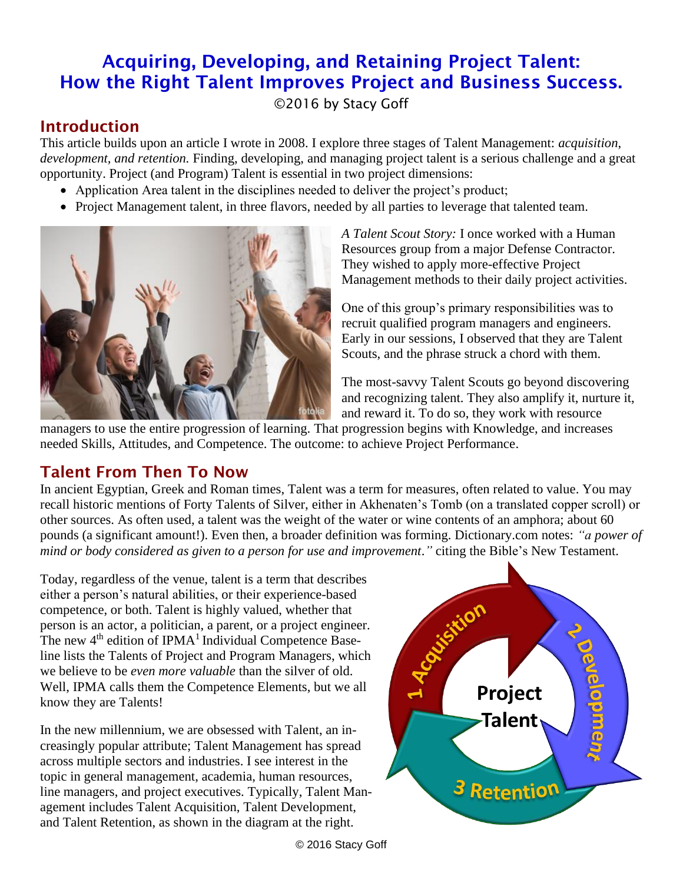# Acquiring, Developing, and Retaining Project Talent: How the Right Talent Improves Project and Business Success.

©2016 by Stacy Goff

## Introduction

This article builds upon an article I wrote in 2008. I explore three stages of Talent Management: *acquisition*, *development, and retention.* Finding, developing, and managing project talent is a serious challenge and a great opportunity. Project (and Program) Talent is essential in two project dimensions:

- Application Area talent in the disciplines needed to deliver the project's product;
- Project Management talent, in three flavors, needed by all parties to leverage that talented team.

*A Talent Scout Story:* I once worked with a Human Resources group from a major Defense Contractor. They wished to apply more-effective Project Management methods to their daily project activities.

One of this group's primary responsibilities was to recruit qualified program managers and engineers. Early in our sessions, I observed that they are Talent Scouts, and the phrase struck a chord with them.

The most-savvy Talent Scouts go beyond discovering and recognizing talent. They also amplify it, nurture it, and reward it. To do so, they work with resource managers to use the entire progression of learning. That progression begins with Knowledge, and increases needed Skills, Attitudes, and Competence. The outcome: to achieve Project Performance.

## Talent From Then To Now

In ancient Egyptian, Greek and Roman times, Talent was a term for measures, often related to value. You may recall historic mentions of Forty Talents of Silver, either in Akhenaten's Tomb (on a translated copper scroll) or other sources. As often used, a talent was the weight of the water or wine contents of an amphora; about 60 pounds (a significant amount!). Even then, a broader definition was forming. Dictionary.com notes: *"a power of mind or body considered as given to a person for use and improvement."* citing the Bible's New Testament.

Today, regardless of the venue, talent is a term that describes either a person's natural abilities, or their experience-based competence, or both. Talent is highly valued, whether that person is an actor, a politician, a parent, or a project engineer. The new 4th edition of IPMA[1] Individual Competence Baseline lists the Talents of Project and Program Managers, which we believe to be *even more valuable* than the silver of old. Well, IPMA calls them the Competence Elements, but we all know they are Talents!

In the new millennium, we are obsessed with Talent, an increasingly popular attribute; Talent Management has spread across multiple sectors and industries. I see interest in the topic in general management, academia, human resources, line managers, and project executives. Typically, Talent Management includes Talent Acquisition, Talent Development, and Talent Retention, as shown in the diagram at the right.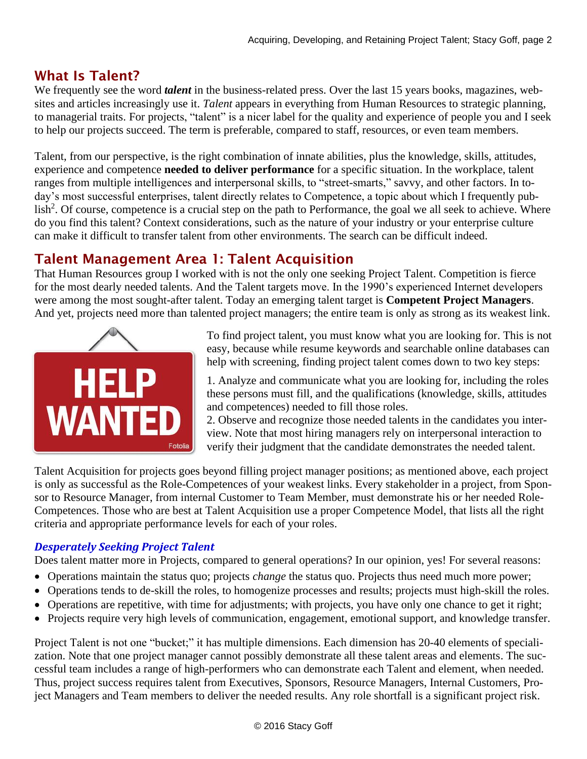## What Is Talent?

We frequently see the word ***talent*** in the business-related press. Over the last 15 years books, magazines, websites and articles increasingly use it. *Talent* appears in everything from Human Resources to strategic planning, to managerial traits. For projects, "talent" is a nicer label for the quality and experience of people you and I seek to help our projects succeed. The term is preferable, compared to staff, resources, or even team members.

Talent, from our perspective, is the right combination of innate abilities, plus the knowledge, skills, attitudes, experience and competence **needed to deliver performance** for a specific situation. In the workplace, talent ranges from multiple intelligences and interpersonal skills, to "street-smarts," savvy, and other factors. In today's most successful enterprises, talent directly relates to Competence, a topic about which I frequently publish[2]. Of course, competence is a crucial step on the path to Performance, the goal we all seek to achieve. Where do you find this talent? Context considerations, such as the nature of your industry or your enterprise culture can make it difficult to transfer talent from other environments. The search can be difficult indeed.

## Talent Management Area 1: Talent Acquisition

That Human Resources group I worked with is not the only one seeking Project Talent. Competition is fierce for the most dearly needed talents. And the Talent targets move. In the 1990's experienced Internet developers were among the most sought-after talent. Today an emerging talent target is **Competent Project Managers**. And yet, projects need more than talented project managers; the entire team is only as strong as its weakest link.

To find project talent, you must know what you are looking for. This is not easy, because while resume keywords and searchable online databases can help with screening, finding project talent comes down to two key steps:

1. Analyze and communicate what you are looking for, including the roles these persons must fill, and the qualifications (knowledge, skills, attitudes and competences) needed to fill those roles.
2. Observe and recognize those needed talents in the candidates you interview. Note that most hiring managers rely on interpersonal interaction to verify their judgment that the candidate demonstrates the needed talent.

Talent Acquisition for projects goes beyond filling project manager positions; as mentioned above, each project is only as successful as the Role-Competences of your weakest links. Every stakeholder in a project, from Sponsor to Resource Manager, from internal Customer to Team Member, must demonstrate his or her needed Role-Competences. Those who are best at Talent Acquisition use a proper Competence Model, that lists all the right criteria and appropriate performance levels for each of your roles.

### *Desperately Seeking Project Talent*

Does talent matter more in Projects, compared to general operations? In our opinion, yes! For several reasons:

- Operations maintain the status quo; projects *change* the status quo. Projects thus need much more power;
- Operations tends to de-skill the roles, to homogenize processes and results; projects must high-skill the roles.
- Operations are repetitive, with time for adjustments; with projects, you have only one chance to get it right;
- Projects require very high levels of communication, engagement, emotional support, and knowledge transfer.

Project Talent is not one "bucket;" it has multiple dimensions. Each dimension has 20-40 elements of specialization. Note that one project manager cannot possibly demonstrate all these talent areas and elements. The successful team includes a range of high-performers who can demonstrate each Talent and element, when needed. Thus, project success requires talent from Executives, Sponsors, Resource Managers, Internal Customers, Project Managers and Team members to deliver the needed results. Any role shortfall is a significant project risk.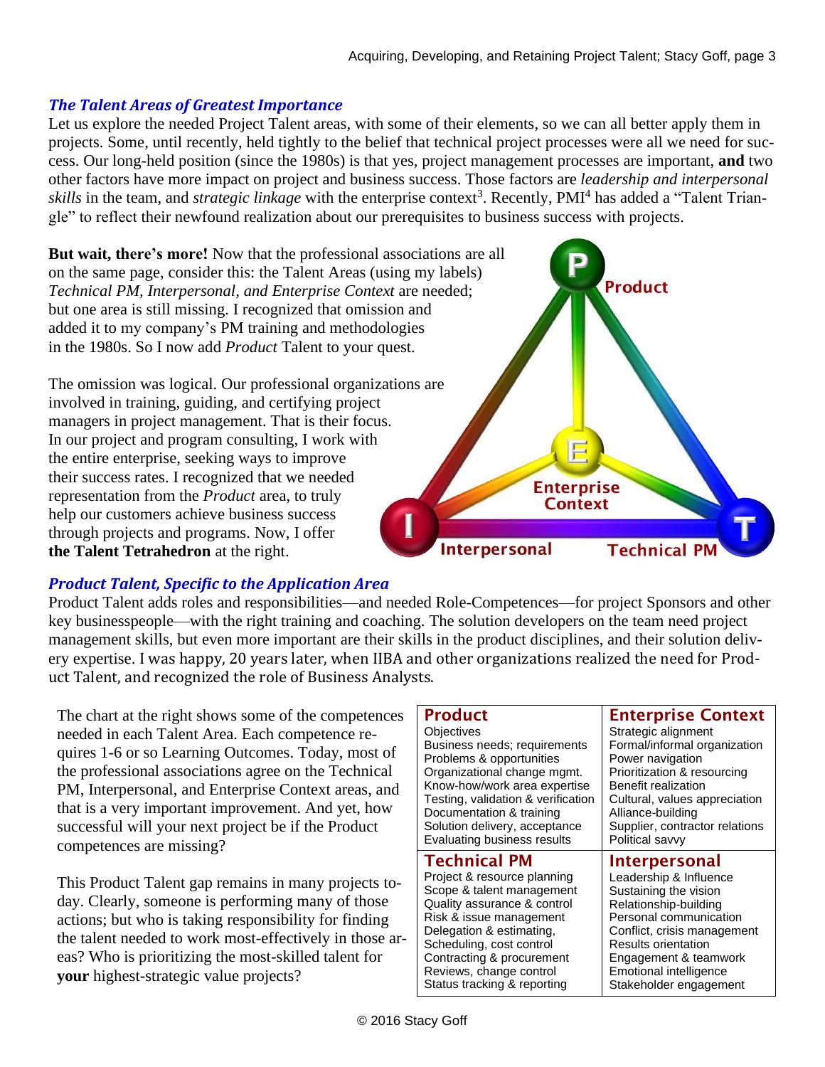### *The Talent Areas of Greatest Importance*

Let us explore the needed Project Talent areas, with some of their elements, so we can all better apply them in projects. Some, until recently, held tightly to the belief that technical project processes were all we need for success. Our long-held position (since the 1980s) is that yes, project management processes are important, **and** two other factors have more impact on project and business success. Those factors are *leadership and interpersonal skills* in the team, and *strategic linkage* with the enterprise context[3]. Recently, PMI[4] has added a "Talent Triangle" to reflect their newfound realization about our prerequisites to business success with projects.

**But wait, there's more!** Now that the professional associations are all on the same page, consider this: the Talent Areas (using my labels) *Technical PM, Interpersonal, and Enterprise Context* are needed; but one area is still missing. I recognized that omission and added it to my company's PM training and methodologies in the 1980s. So I now add *Product* Talent to your quest.

The omission was logical. Our professional organizations are involved in training, guiding, and certifying project managers in project management. That is their focus. In our project and program consulting, I work with the entire enterprise, seeking ways to improve their success rates. I recognized that we needed representation from the *Product* area, to truly help our customers achieve business success through projects and programs. Now, I offer **the Talent Tetrahedron** at the right.

### *Product Talent, Specific to the Application Area*

Product Talent adds roles and responsibilities—and needed Role-Competences—for project Sponsors and other key businesspeople—with the right training and coaching. The solution developers on the team need project management skills, but even more important are their skills in the product disciplines, and their solution delivery expertise. I was happy, 20 years later, when IIBA and other organizations realized the need for Product Talent, and recognized the role of Business Analysts.

The chart at the right shows some of the competences needed in each Talent Area. Each competence requires 1-6 or so Learning Outcomes. Today, most of the professional associations agree on the Technical PM, Interpersonal, and Enterprise Context areas, and that is a very important improvement. And yet, how successful will your next project be if the Product competences are missing?

This Product Talent gap remains in many projects today. Clearly, someone is performing many of those actions; but who is taking responsibility for finding the talent needed to work most-effectively in those areas? Who is prioritizing the most-skilled talent for **your** highest-strategic value projects?

| **Product** | **Enterprise Context** |
|---|---|
| Objectives | Strategic alignment |
| Business needs; requirements | Formal/informal organization |
| Problems & opportunities | Power navigation |
| Organizational change mgmt. | Prioritization & resourcing |
| Know-how/work area expertise | Benefit realization |
| Testing, validation & verification | Cultural, values appreciation |
| Documentation & training | Alliance-building |
| Solution delivery, acceptance | Supplier, contractor relations |
| Evaluating business results | Political savvy |
| **Technical PM** | **Interpersonal** |
| Project & resource planning | Leadership & Influence |
| Scope & talent management | Sustaining the vision |
| Quality assurance & control | Relationship-building |
| Risk & issue management | Personal communication |
| Delegation & estimating, | Conflict, crisis management |
| Scheduling, cost control | Results orientation |
| Contracting & procurement | Engagement & teamwork |
| Reviews, change control | Emotional intelligence |
| Status tracking & reporting | Stakeholder engagement |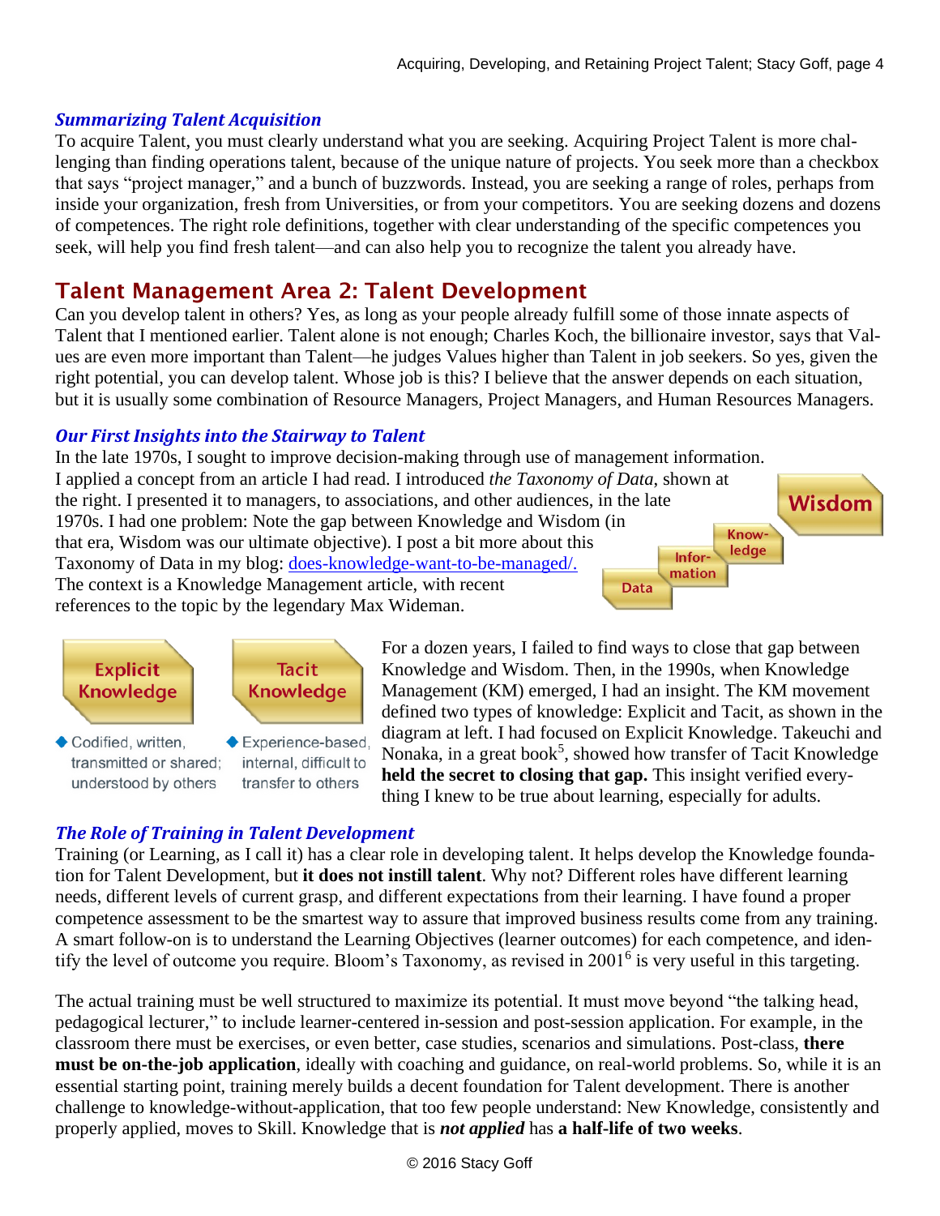### *Summarizing Talent Acquisition*

To acquire Talent, you must clearly understand what you are seeking. Acquiring Project Talent is more challenging than finding operations talent, because of the unique nature of projects. You seek more than a checkbox that says "project manager," and a bunch of buzzwords. Instead, you are seeking a range of roles, perhaps from inside your organization, fresh from Universities, or from your competitors. You are seeking dozens and dozens of competences. The right role definitions, together with clear understanding of the specific competences you seek, will help you find fresh talent—and can also help you to recognize the talent you already have.

## Talent Management Area 2: Talent Development

Can you develop talent in others? Yes, as long as your people already fulfill some of those innate aspects of Talent that I mentioned earlier. Talent alone is not enough; Charles Koch, the billionaire investor, says that Values are even more important than Talent—he judges Values higher than Talent in job seekers. So yes, given the right potential, you can develop talent. Whose job is this? I believe that the answer depends on each situation, but it is usually some combination of Resource Managers, Project Managers, and Human Resources Managers.

### *Our First Insights into the Stairway to Talent*

In the late 1970s, I sought to improve decision-making through use of management information. I applied a concept from an article I had read. I introduced *the Taxonomy of Data*, shown at the right. I presented it to managers, to associations, and other audiences, in the late 1970s. I had one problem: Note the gap between Knowledge and Wisdom (in that era, Wisdom was our ultimate objective). I post a bit more about this Taxonomy of Data in my blog: does-knowledge-want-to-be-managed/. The context is a Knowledge Management article, with recent references to the topic by the legendary Max Wideman.

Data → Information → Knowledge → Wisdom

**Explicit Knowledge**
- Codified, written, transmitted or shared; understood by others

**Tacit Knowledge**
- Experience-based, internal, difficult to transfer to others

For a dozen years, I failed to find ways to close that gap between Knowledge and Wisdom. Then, in the 1990s, when Knowledge Management (KM) emerged, I had an insight. The KM movement defined two types of knowledge: Explicit and Tacit, as shown in the diagram at left. I had focused on Explicit Knowledge. Takeuchi and Nonaka, in a great book[5], showed how transfer of Tacit Knowledge **held the secret to closing that gap.** This insight verified everything I knew to be true about learning, especially for adults.

### *The Role of Training in Talent Development*

Training (or Learning, as I call it) has a clear role in developing talent. It helps develop the Knowledge foundation for Talent Development, but **it does not instill talent**. Why not? Different roles have different learning needs, different levels of current grasp, and different expectations from their learning. I have found a proper competence assessment to be the smartest way to assure that improved business results come from any training. A smart follow-on is to understand the Learning Objectives (learner outcomes) for each competence, and identify the level of outcome you require. Bloom's Taxonomy, as revised in 2001[6] is very useful in this targeting.

The actual training must be well structured to maximize its potential. It must move beyond "the talking head, pedagogical lecturer," to include learner-centered in-session and post-session application. For example, in the classroom there must be exercises, or even better, case studies, scenarios and simulations. Post-class, **there must be on-the-job application**, ideally with coaching and guidance, on real-world problems. So, while it is an essential starting point, training merely builds a decent foundation for Talent development. There is another challenge to knowledge-without-application, that too few people understand: New Knowledge, consistently and properly applied, moves to Skill. Knowledge that is ***not applied*** has **a half-life of two weeks**.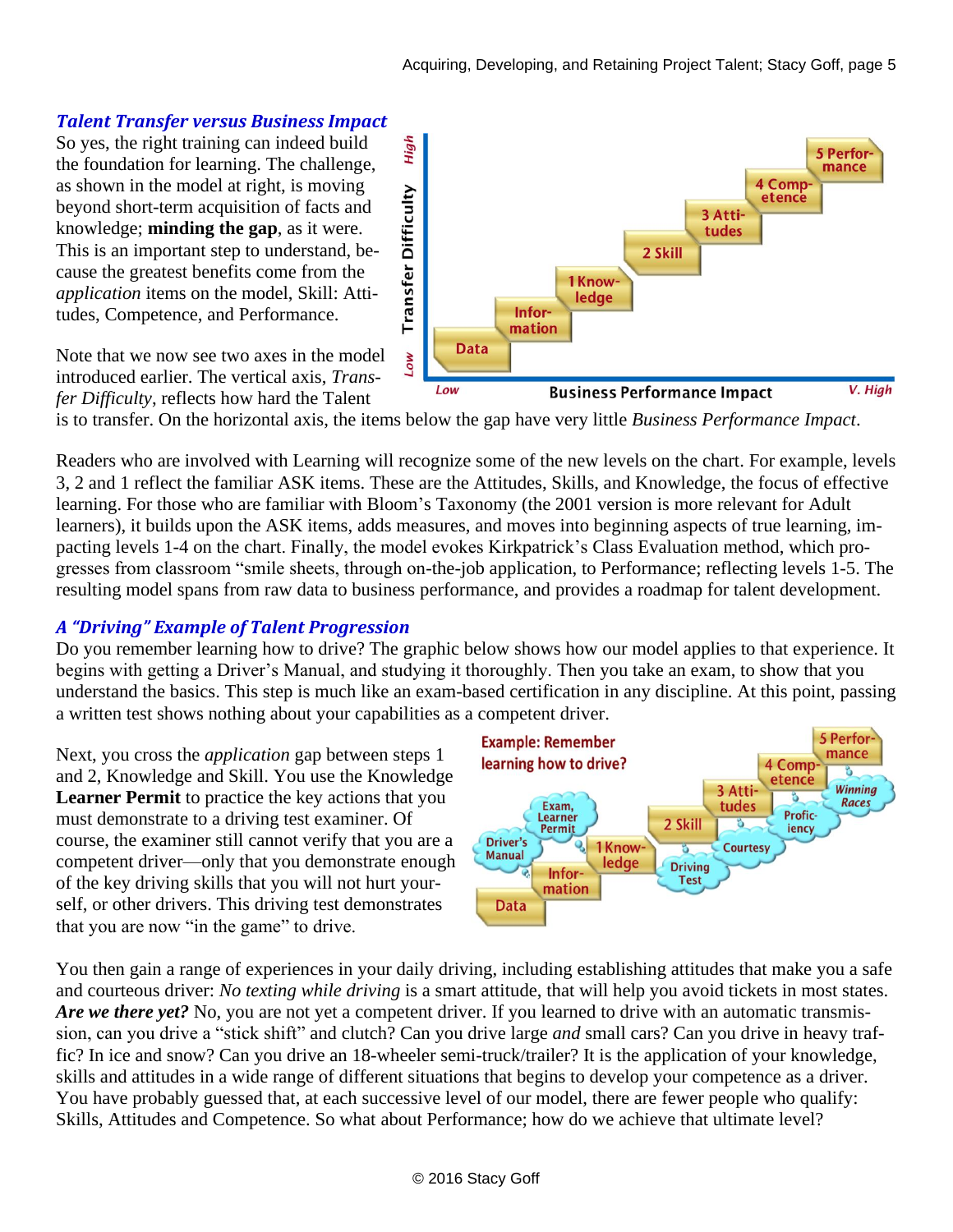### *Talent Transfer versus Business Impact*

So yes, the right training can indeed build the foundation for learning. The challenge, as shown in the model at right, is moving beyond short-term acquisition of facts and knowledge; **minding the gap**, as it were. This is an important step to understand, because the greatest benefits come from the *application* items on the model, Skill: Attitudes, Competence, and Performance.

Note that we now see two axes in the model introduced earlier. The vertical axis, *Transfer Difficulty*, reflects how hard the Talent is to transfer. On the horizontal axis, the items below the gap have very little *Business Performance Impact*.

Readers who are involved with Learning will recognize some of the new levels on the chart. For example, levels 3, 2 and 1 reflect the familiar ASK items. These are the Attitudes, Skills, and Knowledge, the focus of effective learning. For those who are familiar with Bloom's Taxonomy (the 2001 version is more relevant for Adult learners), it builds upon the ASK items, adds measures, and moves into beginning aspects of true learning, impacting levels 1-4 on the chart. Finally, the model evokes Kirkpatrick's Class Evaluation method, which progresses from classroom "smile sheets, through on-the-job application, to Performance; reflecting levels 1-5. The resulting model spans from raw data to business performance, and provides a roadmap for talent development.

### *A "Driving" Example of Talent Progression*

Do you remember learning how to drive? The graphic below shows how our model applies to that experience. It begins with getting a Driver's Manual, and studying it thoroughly. Then you take an exam, to show that you understand the basics. This step is much like an exam-based certification in any discipline. At this point, passing a written test shows nothing about your capabilities as a competent driver.

Next, you cross the *application* gap between steps 1 and 2, Knowledge and Skill. You use the Knowledge **Learner Permit** to practice the key actions that you must demonstrate to a driving test examiner. Of course, the examiner still cannot verify that you are a competent driver—only that you demonstrate enough of the key driving skills that you will not hurt yourself, or other drivers. This driving test demonstrates that you are now "in the game" to drive.

You then gain a range of experiences in your daily driving, including establishing attitudes that make you a safe and courteous driver: *No texting while driving* is a smart attitude, that will help you avoid tickets in most states. ***Are we there yet?*** No, you are not yet a competent driver. If you learned to drive with an automatic transmission, can you drive a "stick shift" and clutch? Can you drive large *and* small cars? Can you drive in heavy traffic? In ice and snow? Can you drive an 18-wheeler semi-truck/trailer? It is the application of your knowledge, skills and attitudes in a wide range of different situations that begins to develop your competence as a driver. You have probably guessed that, at each successive level of our model, there are fewer people who qualify: Skills, Attitudes and Competence. So what about Performance; how do we achieve that ultimate level?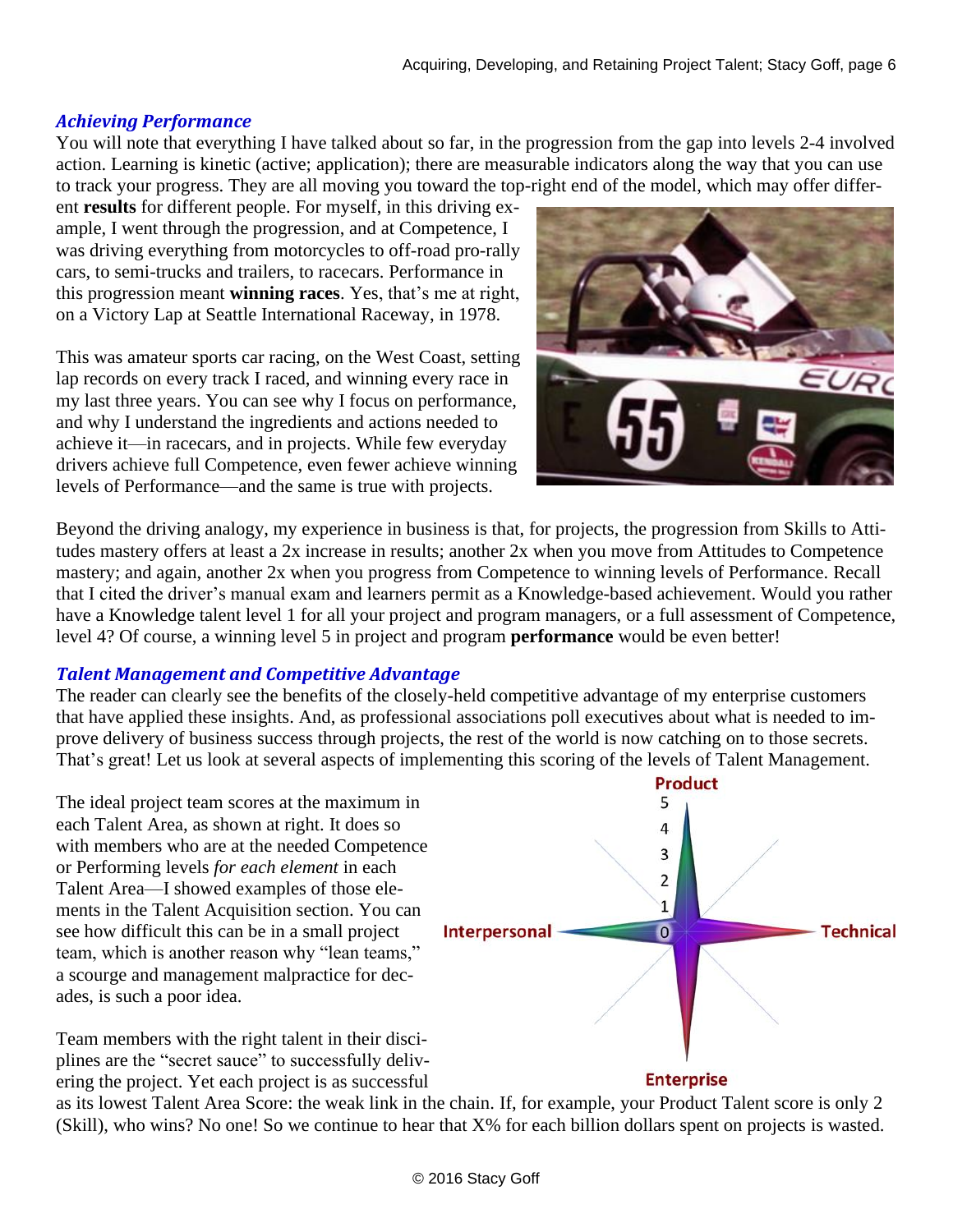### *Achieving Performance*

You will note that everything I have talked about so far, in the progression from the gap into levels 2-4 involved action. Learning is kinetic (active; application); there are measurable indicators along the way that you can use to track your progress. They are all moving you toward the top-right end of the model, which may offer different **results** for different people. For myself, in this driving example, I went through the progression, and at Competence, I was driving everything from motorcycles to off-road pro-rally cars, to semi-trucks and trailers, to racecars. Performance in this progression meant **winning races**. Yes, that's me at right, on a Victory Lap at Seattle International Raceway, in 1978.

This was amateur sports car racing, on the West Coast, setting lap records on every track I raced, and winning every race in my last three years. You can see why I focus on performance, and why I understand the ingredients and actions needed to achieve it—in racecars, and in projects. While few everyday drivers achieve full Competence, even fewer achieve winning levels of Performance—and the same is true with projects.

Beyond the driving analogy, my experience in business is that, for projects, the progression from Skills to Attitudes mastery offers at least a 2x increase in results; another 2x when you move from Attitudes to Competence mastery; and again, another 2x when you progress from Competence to winning levels of Performance. Recall that I cited the driver's manual exam and learners permit as a Knowledge-based achievement. Would you rather have a Knowledge talent level 1 for all your project and program managers, or a full assessment of Competence, level 4? Of course, a winning level 5 in project and program **performance** would be even better!

### *Talent Management and Competitive Advantage*

The reader can clearly see the benefits of the closely-held competitive advantage of my enterprise customers that have applied these insights. And, as professional associations poll executives about what is needed to improve delivery of business success through projects, the rest of the world is now catching on to those secrets. That's great! Let us look at several aspects of implementing this scoring of the levels of Talent Management.

The ideal project team scores at the maximum in each Talent Area, as shown at right. It does so with members who are at the needed Competence or Performing levels *for each element* in each Talent Area—I showed examples of those elements in the Talent Acquisition section. You can see how difficult this can be in a small project team, which is another reason why "lean teams," a scourge and management malpractice for decades, is such a poor idea.

Team members with the right talent in their disciplines are the "secret sauce" to successfully delivering the project. Yet each project is as successful as its lowest Talent Area Score: the weak link in the chain. If, for example, your Product Talent score is only 2 (Skill), who wins? No one! So we continue to hear that X% for each billion dollars spent on projects is wasted.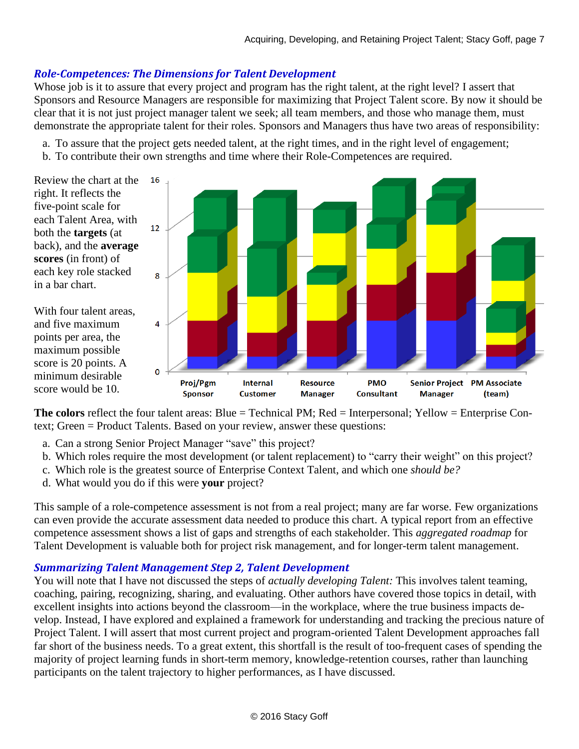### *Role-Competences: The Dimensions for Talent Development*

Whose job is it to assure that every project and program has the right talent, at the right level? I assert that Sponsors and Resource Managers are responsible for maximizing that Project Talent score. By now it should be clear that it is not just project manager talent we seek; all team members, and those who manage them, must demonstrate the appropriate talent for their roles. Sponsors and Managers thus have two areas of responsibility:

a. To assure that the project gets needed talent, at the right times, and in the right level of engagement;
b. To contribute their own strengths and time where their Role-Competences are required.

Review the chart at the right. It reflects the five-point scale for each Talent Area, with both the **targets** (at back), and the **average scores** (in front) of each key role stacked in a bar chart.

With four talent areas, and five maximum points per area, the maximum possible score is 20 points. A minimum desirable score would be 10.

**The colors** reflect the four talent areas: Blue = Technical PM; Red = Interpersonal; Yellow = Enterprise Context; Green = Product Talents. Based on your review, answer these questions:

a. Can a strong Senior Project Manager "save" this project?
b. Which roles require the most development (or talent replacement) to "carry their weight" on this project?
c. Which role is the greatest source of Enterprise Context Talent, and which one *should be?*
d. What would you do if this were **your** project?

This sample of a role-competence assessment is not from a real project; many are far worse. Few organizations can even provide the accurate assessment data needed to produce this chart. A typical report from an effective competence assessment shows a list of gaps and strengths of each stakeholder. This *aggregated roadmap* for Talent Development is valuable both for project risk management, and for longer-term talent management.

### *Summarizing Talent Management Step 2, Talent Development*

You will note that I have not discussed the steps of *actually developing Talent:* This involves talent teaming, coaching, pairing, recognizing, sharing, and evaluating. Other authors have covered those topics in detail, with excellent insights into actions beyond the classroom—in the workplace, where the true business impacts develop. Instead, I have explored and explained a framework for understanding and tracking the precious nature of Project Talent. I will assert that most current project and program-oriented Talent Development approaches fall far short of the business needs. To a great extent, this shortfall is the result of too-frequent cases of spending the majority of project learning funds in short-term memory, knowledge-retention courses, rather than launching participants on the talent trajectory to higher performances, as I have discussed.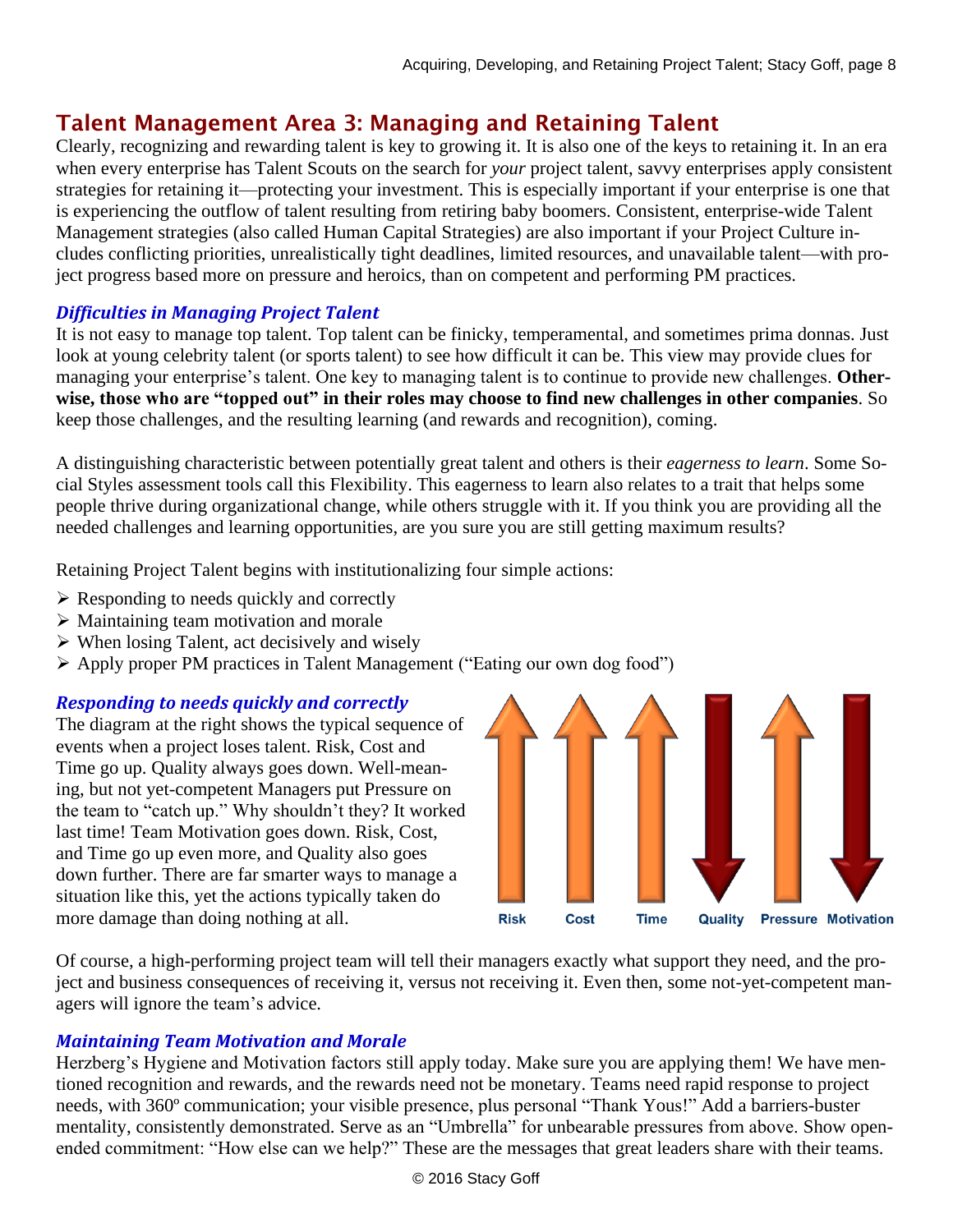## Talent Management Area 3: Managing and Retaining Talent

Clearly, recognizing and rewarding talent is key to growing it. It is also one of the keys to retaining it. In an era when every enterprise has Talent Scouts on the search for *your* project talent, savvy enterprises apply consistent strategies for retaining it—protecting your investment. This is especially important if your enterprise is one that is experiencing the outflow of talent resulting from retiring baby boomers. Consistent, enterprise-wide Talent Management strategies (also called Human Capital Strategies) are also important if your Project Culture includes conflicting priorities, unrealistically tight deadlines, limited resources, and unavailable talent—with project progress based more on pressure and heroics, than on competent and performing PM practices.

### *Difficulties in Managing Project Talent*

It is not easy to manage top talent. Top talent can be finicky, temperamental, and sometimes prima donnas. Just look at young celebrity talent (or sports talent) to see how difficult it can be. This view may provide clues for managing your enterprise's talent. One key to managing talent is to continue to provide new challenges. **Otherwise, those who are "topped out" in their roles may choose to find new challenges in other companies**. So keep those challenges, and the resulting learning (and rewards and recognition), coming.

A distinguishing characteristic between potentially great talent and others is their *eagerness to learn*. Some Social Styles assessment tools call this Flexibility. This eagerness to learn also relates to a trait that helps some people thrive during organizational change, while others struggle with it. If you think you are providing all the needed challenges and learning opportunities, are you sure you are still getting maximum results?

Retaining Project Talent begins with institutionalizing four simple actions:

- Responding to needs quickly and correctly
- Maintaining team motivation and morale
- When losing Talent, act decisively and wisely
- Apply proper PM practices in Talent Management ("Eating our own dog food")

### *Responding to needs quickly and correctly*

The diagram at the right shows the typical sequence of events when a project loses talent. Risk, Cost and Time go up. Quality always goes down. Well-meaning, but not yet-competent Managers put Pressure on the team to "catch up." Why shouldn't they? It worked last time! Team Motivation goes down. Risk, Cost, and Time go up even more, and Quality also goes down further. There are far smarter ways to manage a situation like this, yet the actions typically taken do more damage than doing nothing at all.

Risk ↑ Cost ↑ Time ↑ Quality ↓ Pressure ↑ Motivation ↓

Of course, a high-performing project team will tell their managers exactly what support they need, and the project and business consequences of receiving it, versus not receiving it. Even then, some not-yet-competent managers will ignore the team's advice.

### *Maintaining Team Motivation and Morale*

Herzberg's Hygiene and Motivation factors still apply today. Make sure you are applying them! We have mentioned recognition and rewards, and the rewards need not be monetary. Teams need rapid response to project needs, with 360º communication; your visible presence, plus personal "Thank Yous!" Add a barriers-buster mentality, consistently demonstrated. Serve as an "Umbrella" for unbearable pressures from above. Show open-ended commitment: "How else can we help?" These are the messages that great leaders share with their teams.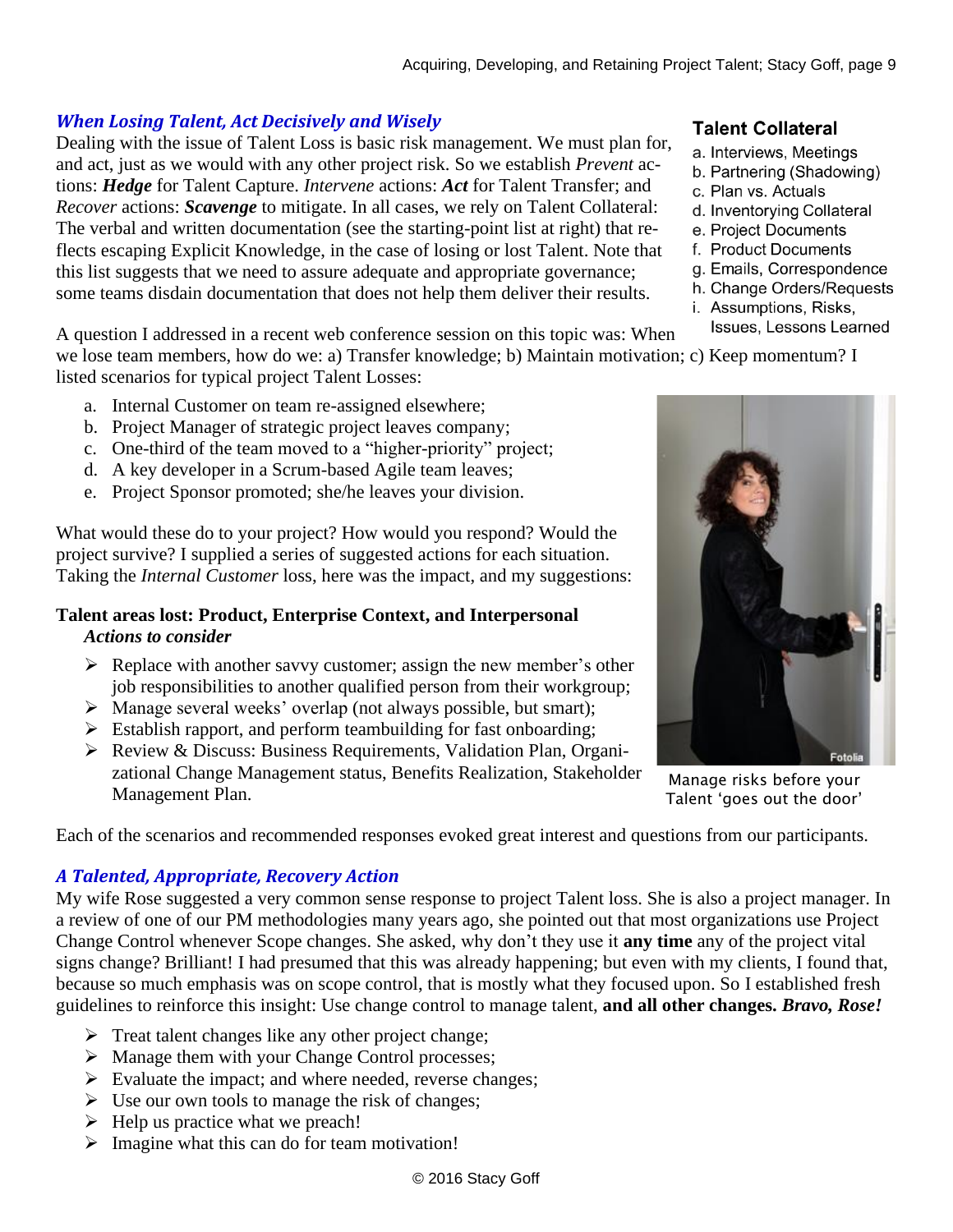### *When Losing Talent, Act Decisively and Wisely*

Dealing with the issue of Talent Loss is basic risk management. We must plan for, and act, just as we would with any other project risk. So we establish *Prevent* actions: ***Hedge*** for Talent Capture. *Intervene* actions: ***Act*** for Talent Transfer; and *Recover* actions: ***Scavenge*** to mitigate. In all cases, we rely on Talent Collateral: The verbal and written documentation (see the starting-point list at right) that reflects escaping Explicit Knowledge, in the case of losing or lost Talent. Note that this list suggests that we need to assure adequate and appropriate governance; some teams disdain documentation that does not help them deliver their results.

**Talent Collateral**

a. Interviews, Meetings
b. Partnering (Shadowing)
c. Plan vs. Actuals
d. Inventorying Collateral
e. Project Documents
f. Product Documents
g. Emails, Correspondence
h. Change Orders/Requests
i. Assumptions, Risks, Issues, Lessons Learned

A question I addressed in a recent web conference session on this topic was: When we lose team members, how do we: a) Transfer knowledge; b) Maintain motivation; c) Keep momentum? I listed scenarios for typical project Talent Losses:

a. Internal Customer on team re-assigned elsewhere;
b. Project Manager of strategic project leaves company;
c. One-third of the team moved to a "higher-priority" project;
d. A key developer in a Scrum-based Agile team leaves;
e. Project Sponsor promoted; she/he leaves your division.

What would these do to your project? How would you respond? Would the project survive? I supplied a series of suggested actions for each situation. Taking the *Internal Customer* loss, here was the impact, and my suggestions:

**Talent areas lost: Product, Enterprise Context, and Interpersonal**
***Actions to consider***

- Replace with another savvy customer; assign the new member's other job responsibilities to another qualified person from their workgroup;
- Manage several weeks' overlap (not always possible, but smart);
- Establish rapport, and perform teambuilding for fast onboarding;
- Review & Discuss: Business Requirements, Validation Plan, Organizational Change Management status, Benefits Realization, Stakeholder Management Plan.

Manage risks before your Talent 'goes out the door'

Each of the scenarios and recommended responses evoked great interest and questions from our participants.

### *A Talented, Appropriate, Recovery Action*

My wife Rose suggested a very common sense response to project Talent loss. She is also a project manager. In a review of one of our PM methodologies many years ago, she pointed out that most organizations use Project Change Control whenever Scope changes. She asked, why don't they use it **any time** any of the project vital signs change? Brilliant! I had presumed that this was already happening; but even with my clients, I found that, because so much emphasis was on scope control, that is mostly what they focused upon. So I established fresh guidelines to reinforce this insight: Use change control to manage talent, **and all other changes.** ***Bravo, Rose!***

- Treat talent changes like any other project change;
- Manage them with your Change Control processes;
- Evaluate the impact; and where needed, reverse changes;
- Use our own tools to manage the risk of changes;
- Help us practice what we preach!
- Imagine what this can do for team motivation!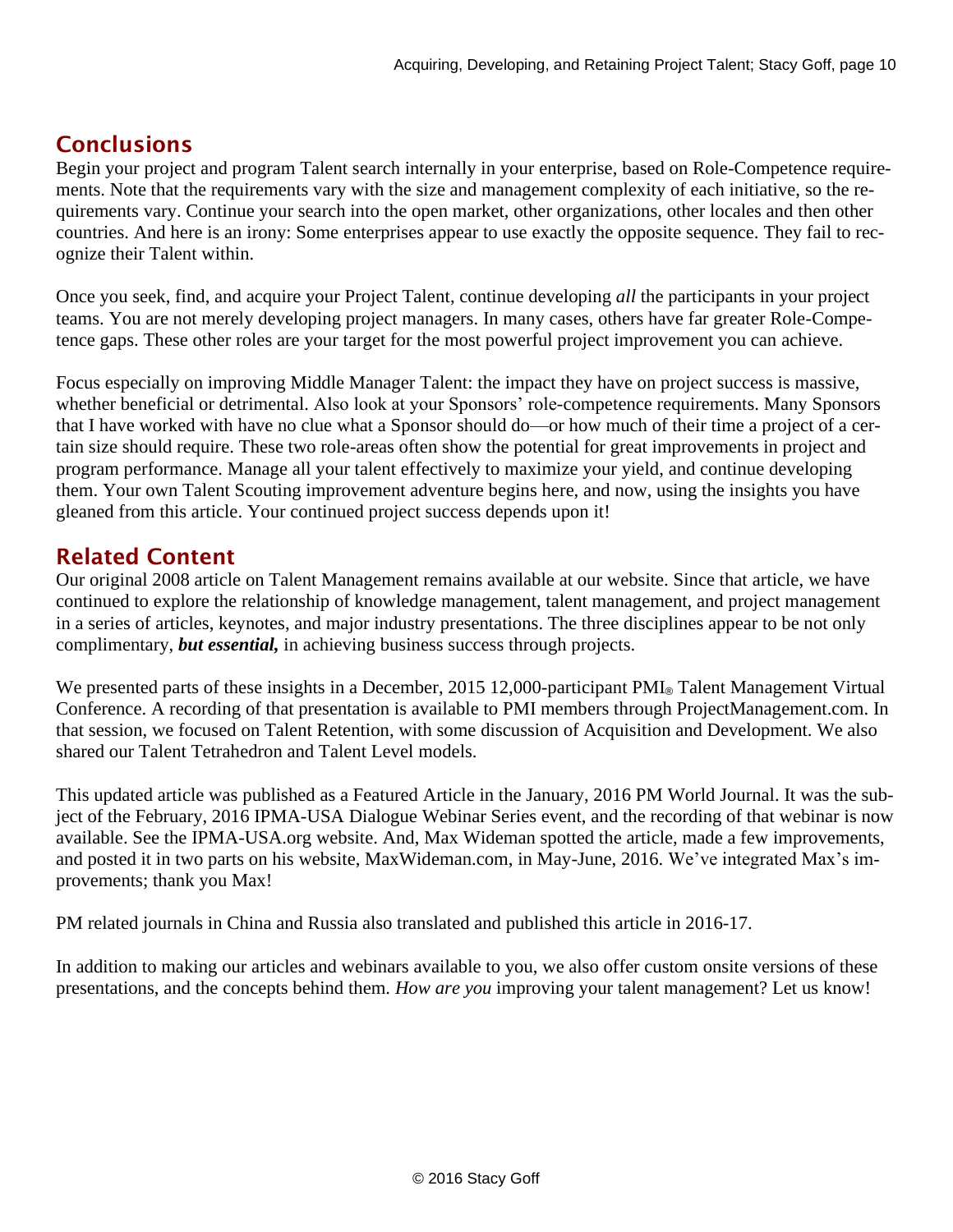## Conclusions

Begin your project and program Talent search internally in your enterprise, based on Role-Competence requirements. Note that the requirements vary with the size and management complexity of each initiative, so the requirements vary. Continue your search into the open market, other organizations, other locales and then other countries. And here is an irony: Some enterprises appear to use exactly the opposite sequence. They fail to recognize their Talent within.

Once you seek, find, and acquire your Project Talent, continue developing *all* the participants in your project teams. You are not merely developing project managers. In many cases, others have far greater Role-Competence gaps. These other roles are your target for the most powerful project improvement you can achieve.

Focus especially on improving Middle Manager Talent: the impact they have on project success is massive, whether beneficial or detrimental. Also look at your Sponsors' role-competence requirements. Many Sponsors that I have worked with have no clue what a Sponsor should do—or how much of their time a project of a certain size should require. These two role-areas often show the potential for great improvements in project and program performance. Manage all your talent effectively to maximize your yield, and continue developing them. Your own Talent Scouting improvement adventure begins here, and now, using the insights you have gleaned from this article. Your continued project success depends upon it!

## Related Content

Our original 2008 article on Talent Management remains available at our website. Since that article, we have continued to explore the relationship of knowledge management, talent management, and project management in a series of articles, keynotes, and major industry presentations. The three disciplines appear to be not only complimentary, ***but essential,*** in achieving business success through projects.

We presented parts of these insights in a December, 2015 12,000-participant PMI® Talent Management Virtual Conference. A recording of that presentation is available to PMI members through ProjectManagement.com. In that session, we focused on Talent Retention, with some discussion of Acquisition and Development. We also shared our Talent Tetrahedron and Talent Level models.

This updated article was published as a Featured Article in the January, 2016 PM World Journal. It was the subject of the February, 2016 IPMA-USA Dialogue Webinar Series event, and the recording of that webinar is now available. See the IPMA-USA.org website. And, Max Wideman spotted the article, made a few improvements, and posted it in two parts on his website, MaxWideman.com, in May-June, 2016. We've integrated Max's improvements; thank you Max!

PM related journals in China and Russia also translated and published this article in 2016-17.

In addition to making our articles and webinars available to you, we also offer custom onsite versions of these presentations, and the concepts behind them. *How are you* improving your talent management? Let us know!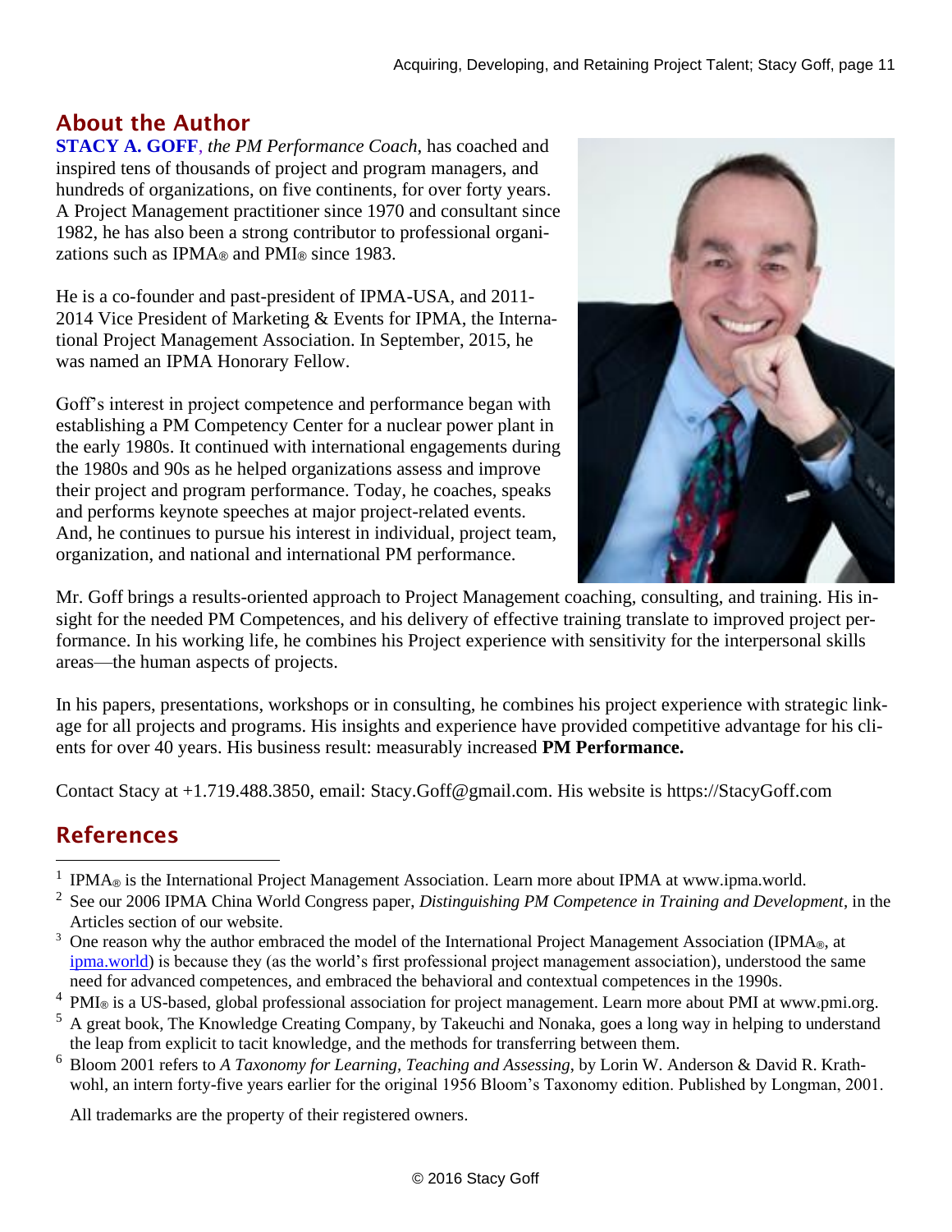## About the Author

**STACY A. GOFF**, *the PM Performance Coach*, has coached and inspired tens of thousands of project and program managers, and hundreds of organizations, on five continents, for over forty years. A Project Management practitioner since 1970 and consultant since 1982, he has also been a strong contributor to professional organizations such as IPMA® and PMI® since 1983.

He is a co-founder and past-president of IPMA-USA, and 2011-2014 Vice President of Marketing & Events for IPMA, the International Project Management Association. In September, 2015, he was named an IPMA Honorary Fellow.

Goff's interest in project competence and performance began with establishing a PM Competency Center for a nuclear power plant in the early 1980s. It continued with international engagements during the 1980s and 90s as he helped organizations assess and improve their project and program performance. Today, he coaches, speaks and performs keynote speeches at major project-related events. And, he continues to pursue his interest in individual, project team, organization, and national and international PM performance.

Mr. Goff brings a results-oriented approach to Project Management coaching, consulting, and training. His insight for the needed PM Competences, and his delivery of effective training translate to improved project performance. In his working life, he combines his Project experience with sensitivity for the interpersonal skills areas—the human aspects of projects.

In his papers, presentations, workshops or in consulting, he combines his project experience with strategic linkage for all projects and programs. His insights and experience have provided competitive advantage for his clients for over 40 years. His business result: measurably increased **PM Performance.**

Contact Stacy at +1.719.488.3850, email: Stacy.Goff@gmail.com. His website is https://StacyGoff.com

## References

[1] IPMA® is the International Project Management Association. Learn more about IPMA at www.ipma.world.

[2] See our 2006 IPMA China World Congress paper, *Distinguishing PM Competence in Training and Development*, in the Articles section of our website.

[3] One reason why the author embraced the model of the International Project Management Association (IPMA®, at ipma.world) is because they (as the world's first professional project management association), understood the same need for advanced competences, and embraced the behavioral and contextual competences in the 1990s.

[4] PMI® is a US-based, global professional association for project management. Learn more about PMI at www.pmi.org.

[5] A great book, The Knowledge Creating Company, by Takeuchi and Nonaka, goes a long way in helping to understand the leap from explicit to tacit knowledge, and the methods for transferring between them.

[6] Bloom 2001 refers to *A Taxonomy for Learning, Teaching and Assessing*, by Lorin W. Anderson & David R. Krathwohl, an intern forty-five years earlier for the original 1956 Bloom's Taxonomy edition. Published by Longman, 2001.

All trademarks are the property of their registered owners.

© 2016 Stacy Goff